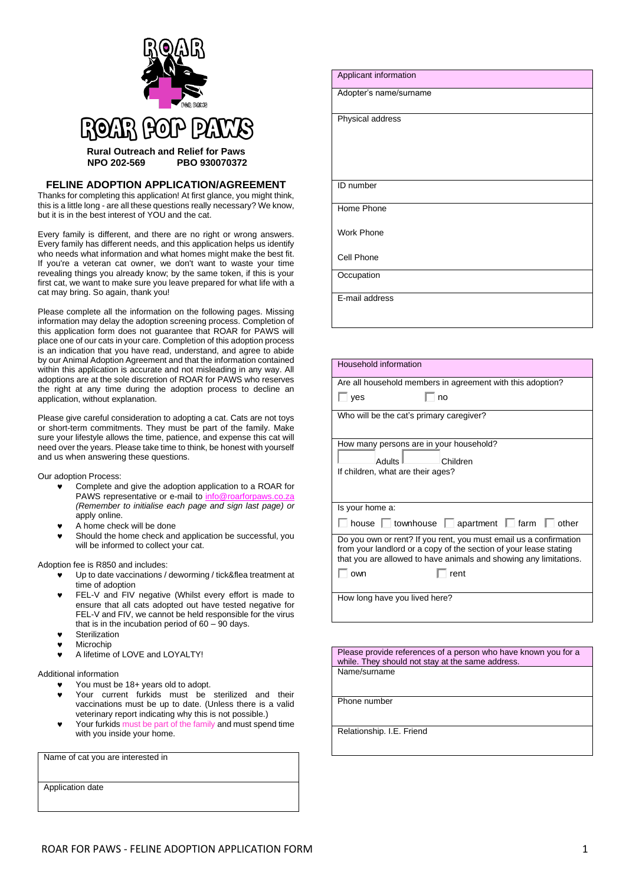# ROAR FOR PAWS

**Rural Outreach and Relief for Paws**
**NPO 202-569 PBO 930070372**

## FELINE ADOPTION APPLICATION/AGREEMENT

Thanks for completing this application! At first glance, you might think, this is a little long - are all these questions really necessary? We know, but it is in the best interest of YOU and the cat.

Every family is different, and there are no right or wrong answers. Every family has different needs, and this application helps us identify who needs what information and what homes might make the best fit. If you're a veteran cat owner, we don't want to waste your time revealing things you already know; by the same token, if this is your first cat, we want to make sure you leave prepared for what life with a cat may bring. So again, thank you!

Please complete all the information on the following pages. Missing information may delay the adoption screening process. Completion of this application form does not guarantee that ROAR for PAWS will place one of our cats in your care. Completion of this adoption process is an indication that you have read, understand, and agree to abide by our Animal Adoption Agreement and that the information contained within this application is accurate and not misleading in any way. All adoptions are at the sole discretion of ROAR for PAWS who reserves the right at any time during the adoption process to decline an application, without explanation.

Please give careful consideration to adopting a cat. Cats are not toys or short-term commitments. They must be part of the family. Make sure your lifestyle allows the time, patience, and expense this cat will need over the years. Please take time to think, be honest with yourself and us when answering these questions.

Our adoption Process:

- Complete and give the adoption application to a ROAR for PAWS representative or e-mail to info@roarforpaws.co.za *(Remember to initialise each page and sign last page)* or apply online.
- A home check will be done
- Should the home check and application be successful, you will be informed to collect your cat.

Adoption fee is R850 and includes:

- Up to date vaccinations / deworming / tick&flea treatment at time of adoption
- FEL-V and FIV negative (Whilst every effort is made to ensure that all cats adopted out have tested negative for FEL-V and FIV, we cannot be held responsible for the virus that is in the incubation period of 60 – 90 days.
- Sterilization
- Microchip
- A lifetime of LOVE and LOYALTY!

Additional information

- You must be 18+ years old to adopt.
- Your current furkids must be sterilized and their vaccinations must be up to date. (Unless there is a valid veterinary report indicating why this is not possible.)
- Your furkids must be part of the family and must spend time with you inside your home.

| Name of cat you are interested in |
|---|
| |
| Application date |
| |

| Applicant information |
|---|
| Adopter's name/surname |
| Physical address |
| ID number |
| Home Phone<br><br>Work Phone<br><br>Cell Phone |
| Occupation |
| E-mail address |

| Household information |
|---|
| Are all household members in agreement with this adoption?<br>☐ yes ☐ no |
| Who will be the cat's primary caregiver? |
| How many persons are in your household?<br>☐ Adults ☐ Children<br>If children, what are their ages? |
| Is your home a:<br>☐ house ☐ townhouse ☐ apartment ☐ farm ☐ other |
| Do you own or rent? If you rent, you must email us a confirmation from your landlord or a copy of the section of your lease stating that you are allowed to have animals and showing any limitations.<br>☐ own ☐ rent |
| How long have you lived here? |

| Please provide references of a person who have known you for a while. They should not stay at the same address. |
|---|
| Name/surname |
| Phone number |
| Relationship. I.E. Friend |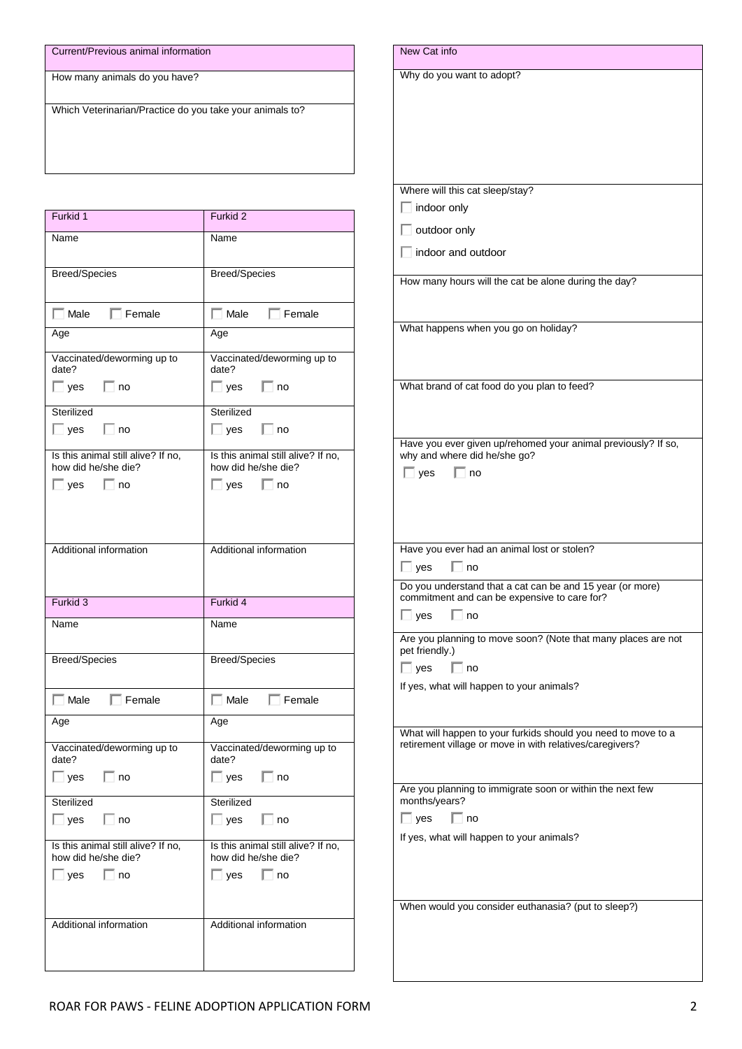| Current/Previous animal information |
| --- |
| How many animals do you have? |
| Which Veterinarian/Practice do you take your animals to? |

| Furkid 1 | Furkid 2 |
| --- | --- |
| Name | Name |
| Breed/Species | Breed/Species |
| ☐ Male ☐ Female | ☐ Male ☐ Female |
| Age | Age |
| Vaccinated/deworming up to date? ☐ yes ☐ no | Vaccinated/deworming up to date? ☐ yes ☐ no |
| Sterilized ☐ yes ☐ no | Sterilized ☐ yes ☐ no |
| Is this animal still alive? If no, how did he/she die? ☐ yes ☐ no | Is this animal still alive? If no, how did he/she die? ☐ yes ☐ no |
| Additional information | Additional information |

| Furkid 3 | Furkid 4 |
| --- | --- |
| Name | Name |
| Breed/Species | Breed/Species |
| ☐ Male ☐ Female | ☐ Male ☐ Female |
| Age | Age |
| Vaccinated/deworming up to date? ☐ yes ☐ no | Vaccinated/deworming up to date? ☐ yes ☐ no |
| Sterilized ☐ yes ☐ no | Sterilized ☐ yes ☐ no |
| Is this animal still alive? If no, how did he/she die? ☐ yes ☐ no | Is this animal still alive? If no, how did he/she die? ☐ yes ☐ no |
| Additional information | Additional information |

| New Cat info |
| --- |
| Why do you want to adopt? |
| Where will this cat sleep/stay? ☐ indoor only ☐ outdoor only ☐ indoor and outdoor |
| How many hours will the cat be alone during the day? |
| What happens when you go on holiday? |
| What brand of cat food do you plan to feed? |
| Have you ever given up/rehomed your animal previously? If so, why and where did he/she go? ☐ yes ☐ no |
| Have you ever had an animal lost or stolen? ☐ yes ☐ no |
| Do you understand that a cat can be and 15 year (or more) commitment and can be expensive to care for? ☐ yes ☐ no |
| Are you planning to move soon? (Note that many places are not pet friendly.) ☐ yes ☐ no<br>If yes, what will happen to your animals? |
| What will happen to your furkids should you need to move to a retirement village or move in with relatives/caregivers? |
| Are you planning to immigrate soon or within the next few months/years? ☐ yes ☐ no<br>If yes, what will happen to your animals? |
| When would you consider euthanasia? (put to sleep?) |

ROAR FOR PAWS - FELINE ADOPTION APPLICATION FORM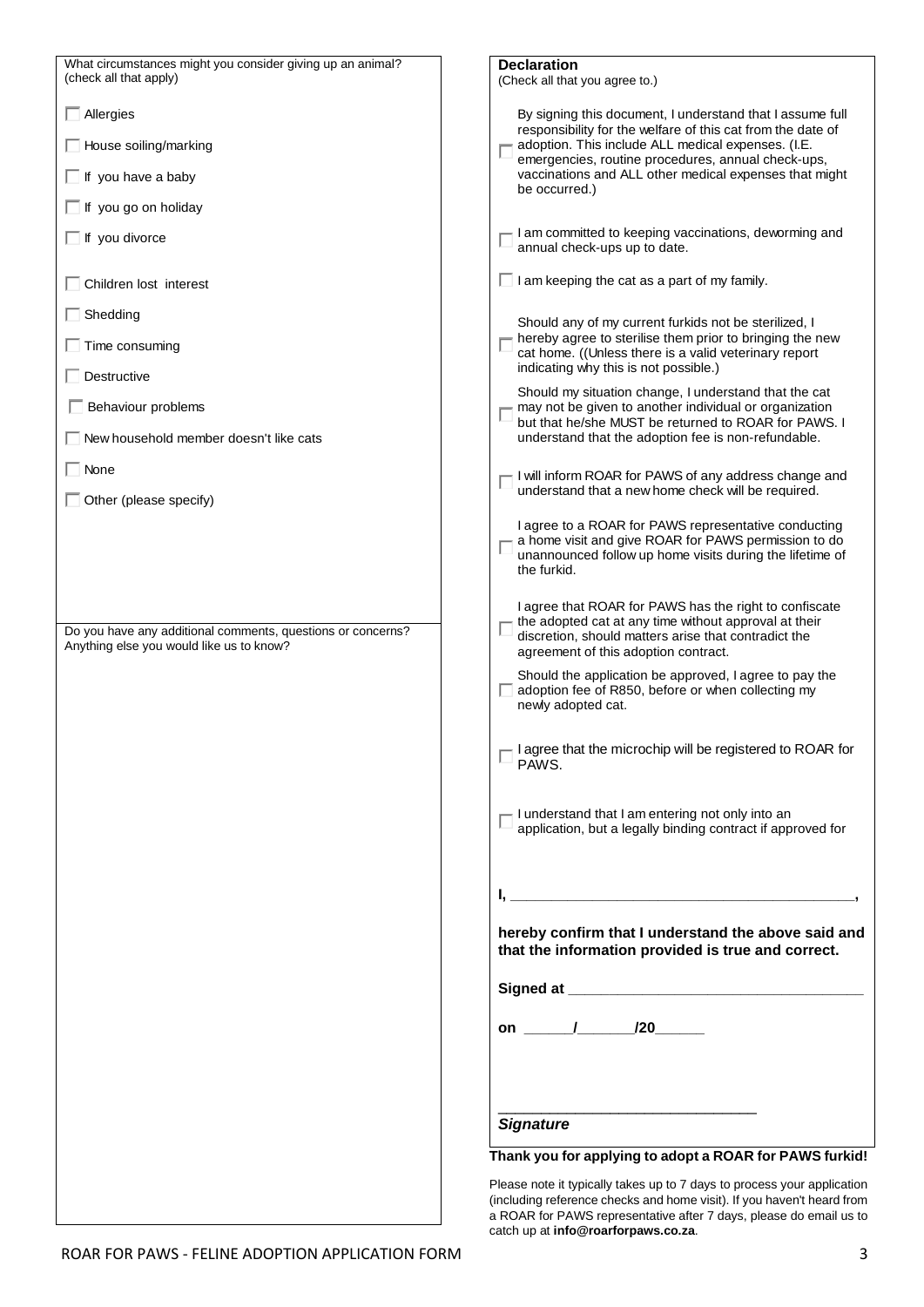What circumstances might you consider giving up an animal? (check all that apply)

- ☐ Allergies
- ☐ House soiling/marking
- ☐ If you have a baby
- ☐ If you go on holiday
- ☐ If you divorce
- ☐ Children lost interest
- ☐ Shedding
- ☐ Time consuming
- ☐ Destructive
- ☐ Behaviour problems
- ☐ New household member doesn't like cats
- ☐ None
- ☐ Other (please specify)

Do you have any additional comments, questions or concerns? Anything else you would like us to know?

## Declaration

(Check all that you agree to.)

- ☐ By signing this document, I understand that I assume full responsibility for the welfare of this cat from the date of adoption. This include ALL medical expenses. (I.E. emergencies, routine procedures, annual check-ups, vaccinations and ALL other medical expenses that might be occurred.)
- ☐ I am committed to keeping vaccinations, deworming and annual check-ups up to date.
- ☐ I am keeping the cat as a part of my family.
- ☐ Should any of my current furkids not be sterilized, I hereby agree to sterilise them prior to bringing the new cat home. ((Unless there is a valid veterinary report indicating why this is not possible.)
- ☐ Should my situation change, I understand that the cat may not be given to another individual or organization but that he/she MUST be returned to ROAR for PAWS. I understand that the adoption fee is non-refundable.
- ☐ I will inform ROAR for PAWS of any address change and understand that a new home check will be required.
- ☐ I agree to a ROAR for PAWS representative conducting a home visit and give ROAR for PAWS permission to do unannounced follow up home visits during the lifetime of the furkid.
- ☐ I agree that ROAR for PAWS has the right to confiscate the adopted cat at any time without approval at their discretion, should matters arise that contradict the agreement of this adoption contract.
- ☐ Should the application be approved, I agree to pay the adoption fee of R850, before or when collecting my newly adopted cat.
- ☐ I agree that the microchip will be registered to ROAR for PAWS.
- ☐ I understand that I am entering not only into an application, but a legally binding contract if approved for

**I, ________________________________________,**

**hereby confirm that I understand the above said and that the information provided is true and correct.**

**Signed at ___________________________________**

**on ______/_______/20______**

_______________________________

***Signature***

**Thank you for applying to adopt a ROAR for PAWS furkid!**

Please note it typically takes up to 7 days to process your application (including reference checks and home visit). If you haven't heard from a ROAR for PAWS representative after 7 days, please do email us to catch up at **info@roarforpaws.co.za**.